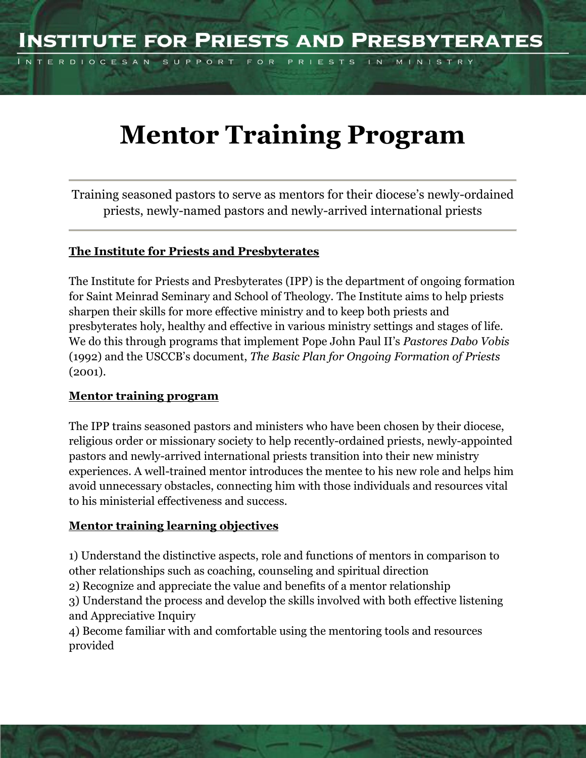# Institute for Priests and Presbyterates

Interdiocesan support for priests in ministry

# Mentor Training Program

Training seasoned pastors to serve as mentors for their diocese's newly-ordained priests, newly-named pastors and newly-arrived international priests

## The Institute for Priests and Presbyterates

The Institute for Priests and Presbyterates (IPP) is the department of ongoing formation for Saint Meinrad Seminary and School of Theology. The Institute aims to help priests sharpen their skills for more effective ministry and to keep both priests and presbyterates holy, healthy and effective in various ministry settings and stages of life. We do this through programs that implement Pope John Paul II's *Pastores Dabo Vobis* (1992) and the USCCB's document, *The Basic Plan for Ongoing Formation of Priests* (2001).

## Mentor training program

The IPP trains seasoned pastors and ministers who have been chosen by their diocese, religious order or missionary society to help recently-ordained priests, newly-appointed pastors and newly-arrived international priests transition into their new ministry experiences. A well-trained mentor introduces the mentee to his new role and helps him avoid unnecessary obstacles, connecting him with those individuals and resources vital to his ministerial effectiveness and success.

## Mentor training learning objectives

1) Understand the distinctive aspects, role and functions of mentors in comparison to other relationships such as coaching, counseling and spiritual direction
2) Recognize and appreciate the value and benefits of a mentor relationship
3) Understand the process and develop the skills involved with both effective listening and Appreciative Inquiry
4) Become familiar with and comfortable using the mentoring tools and resources provided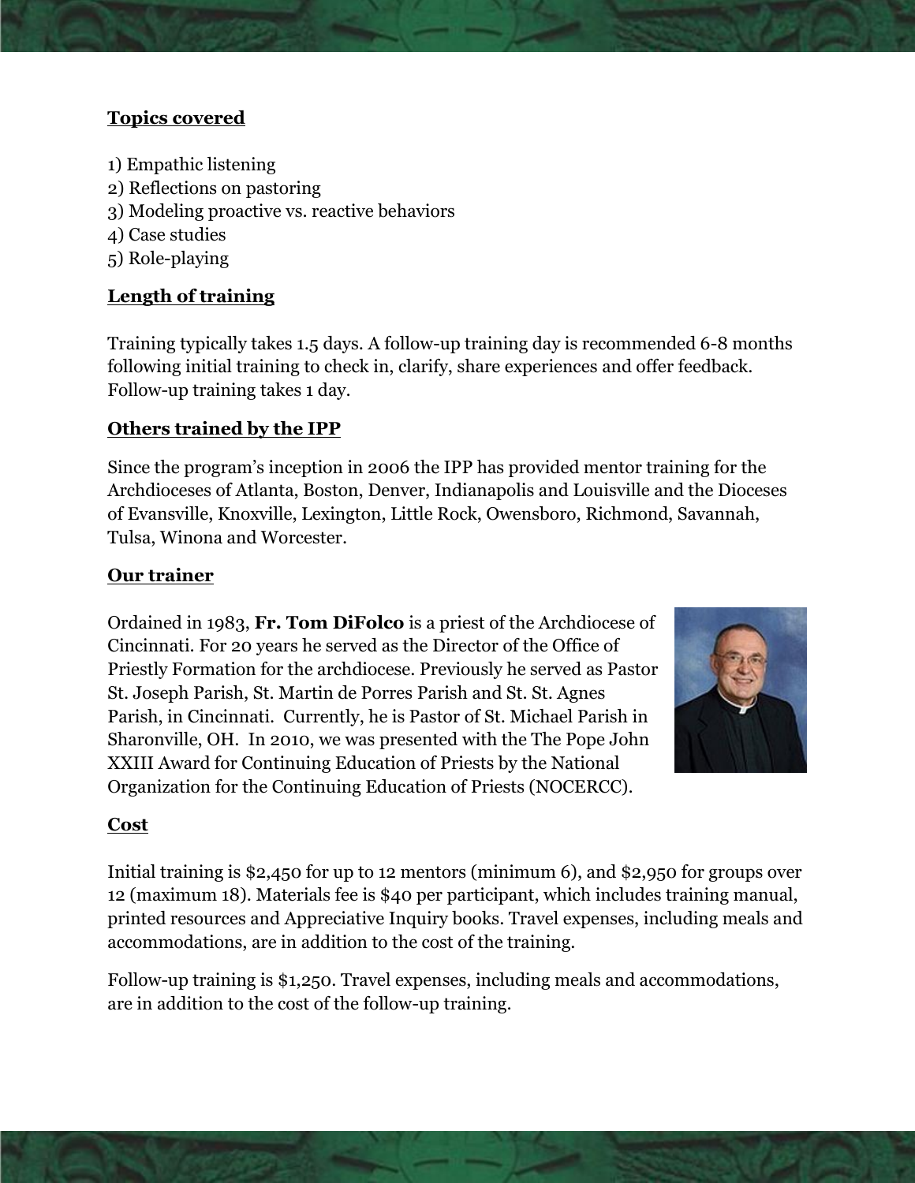**Topics covered**

1) Empathic listening
2) Reflections on pastoring
3) Modeling proactive vs. reactive behaviors
4) Case studies
5) Role-playing

**Length of training**

Training typically takes 1.5 days. A follow-up training day is recommended 6-8 months following initial training to check in, clarify, share experiences and offer feedback. Follow-up training takes 1 day.

**Others trained by the IPP**

Since the program's inception in 2006 the IPP has provided mentor training for the Archdioceses of Atlanta, Boston, Denver, Indianapolis and Louisville and the Dioceses of Evansville, Knoxville, Lexington, Little Rock, Owensboro, Richmond, Savannah, Tulsa, Winona and Worcester.

**Our trainer**

Ordained in 1983, **Fr. Tom DiFolco** is a priest of the Archdiocese of Cincinnati. For 20 years he served as the Director of the Office of Priestly Formation for the archdiocese. Previously he served as Pastor St. Joseph Parish, St. Martin de Porres Parish and St. St. Agnes Parish, in Cincinnati. Currently, he is Pastor of St. Michael Parish in Sharonville, OH. In 2010, we was presented with the The Pope John XXIII Award for Continuing Education of Priests by the National Organization for the Continuing Education of Priests (NOCERCC).

**Cost**

Initial training is $2,450 for up to 12 mentors (minimum 6), and $2,950 for groups over 12 (maximum 18). Materials fee is $40 per participant, which includes training manual, printed resources and Appreciative Inquiry books. Travel expenses, including meals and accommodations, are in addition to the cost of the training.

Follow-up training is $1,250. Travel expenses, including meals and accommodations, are in addition to the cost of the follow-up training.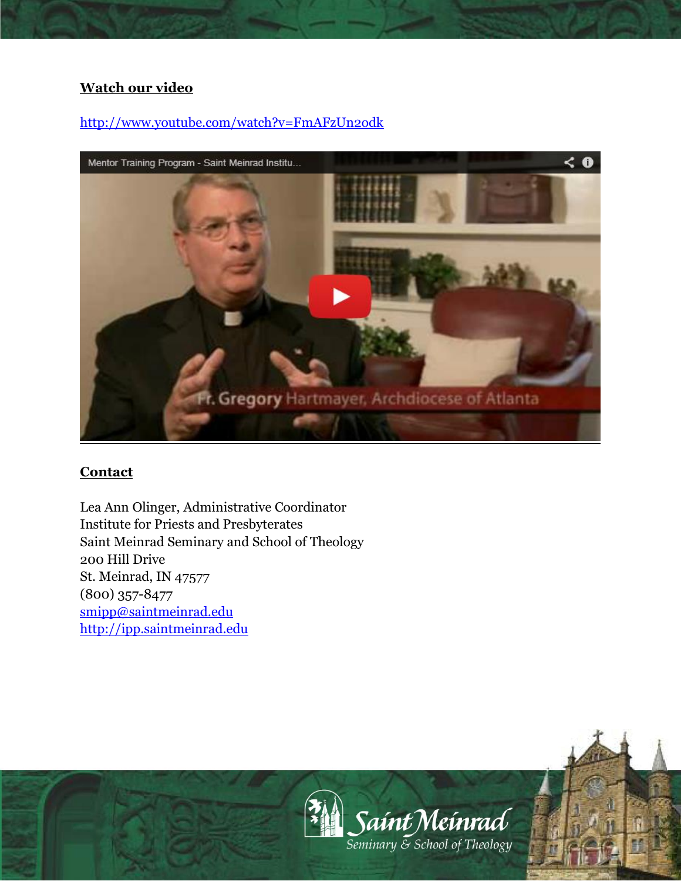**Watch our video**

http://www.youtube.com/watch?v=FmAFzUn2odk

**Contact**

Lea Ann Olinger, Administrative Coordinator
Institute for Priests and Presbyterates
Saint Meinrad Seminary and School of Theology
200 Hill Drive
St. Meinrad, IN 47577
(800) 357-8477
smipp@saintmeinrad.edu
http://ipp.saintmeinrad.edu